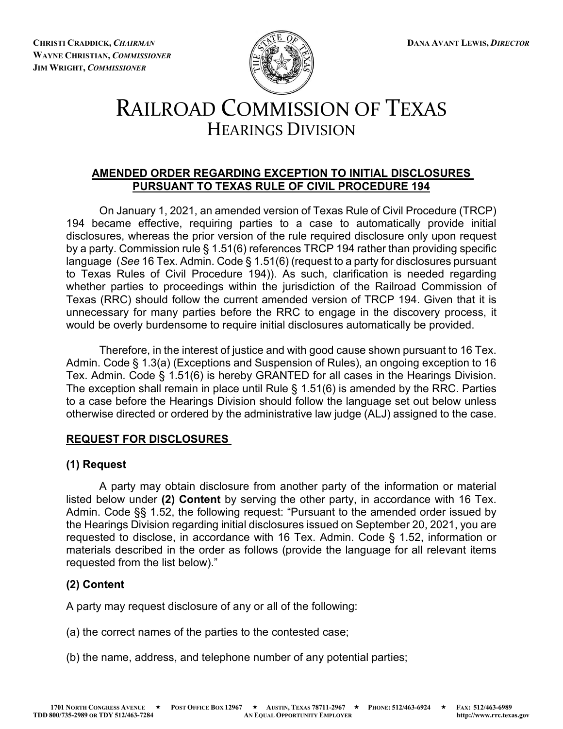**CHRISTI CRADDICK, *CHAIRMAN***
**WAYNE CHRISTIAN, *COMMISSIONER***
**JIM WRIGHT, *COMMISSIONER***

**DANA AVANT LEWIS, *DIRECTOR***

# RAILROAD COMMISSION OF TEXAS
## HEARINGS DIVISION

**AMENDED ORDER REGARDING EXCEPTION TO INITIAL DISCLOSURES PURSUANT TO TEXAS RULE OF CIVIL PROCEDURE 194**

On January 1, 2021, an amended version of Texas Rule of Civil Procedure (TRCP) 194 became effective, requiring parties to a case to automatically provide initial disclosures, whereas the prior version of the rule required disclosure only upon request by a party. Commission rule § 1.51(6) references TRCP 194 rather than providing specific language (*See* 16 Tex. Admin. Code § 1.51(6) (request to a party for disclosures pursuant to Texas Rules of Civil Procedure 194)). As such, clarification is needed regarding whether parties to proceedings within the jurisdiction of the Railroad Commission of Texas (RRC) should follow the current amended version of TRCP 194. Given that it is unnecessary for many parties before the RRC to engage in the discovery process, it would be overly burdensome to require initial disclosures automatically be provided.

Therefore, in the interest of justice and with good cause shown pursuant to 16 Tex. Admin. Code § 1.3(a) (Exceptions and Suspension of Rules), an ongoing exception to 16 Tex. Admin. Code § 1.51(6) is hereby GRANTED for all cases in the Hearings Division. The exception shall remain in place until Rule § 1.51(6) is amended by the RRC. Parties to a case before the Hearings Division should follow the language set out below unless otherwise directed or ordered by the administrative law judge (ALJ) assigned to the case.

**REQUEST FOR DISCLOSURES**

**(1) Request**

A party may obtain disclosure from another party of the information or material listed below under **(2) Content** by serving the other party, in accordance with 16 Tex. Admin. Code §§ 1.52, the following request: "Pursuant to the amended order issued by the Hearings Division regarding initial disclosures issued on September 20, 2021, you are requested to disclose, in accordance with 16 Tex. Admin. Code § 1.52, information or materials described in the order as follows (provide the language for all relevant items requested from the list below)."

**(2) Content**

A party may request disclosure of any or all of the following:

(a) the correct names of the parties to the contested case;

(b) the name, address, and telephone number of any potential parties;

1701 NORTH CONGRESS AVENUE ★ POST OFFICE BOX 12967 ★ AUSTIN, TEXAS 78711-2967 ★ PHONE: 512/463-6924 ★ FAX: 512/463-6989
TDD 800/735-2989 OR TDY 512/463-7284 AN EQUAL OPPORTUNITY EMPLOYER http://www.rrc.texas.gov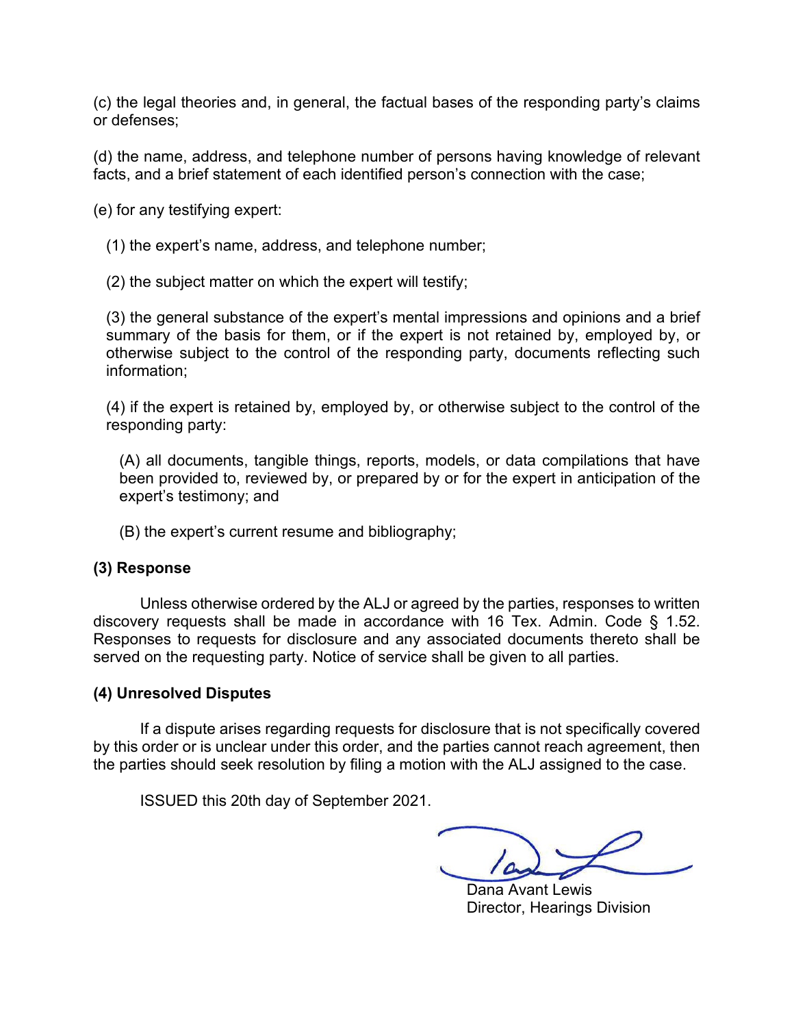(c) the legal theories and, in general, the factual bases of the responding party's claims or defenses;

(d) the name, address, and telephone number of persons having knowledge of relevant facts, and a brief statement of each identified person's connection with the case;

(e) for any testifying expert:

(1) the expert's name, address, and telephone number;

(2) the subject matter on which the expert will testify;

(3) the general substance of the expert's mental impressions and opinions and a brief summary of the basis for them, or if the expert is not retained by, employed by, or otherwise subject to the control of the responding party, documents reflecting such information;

(4) if the expert is retained by, employed by, or otherwise subject to the control of the responding party:

(A) all documents, tangible things, reports, models, or data compilations that have been provided to, reviewed by, or prepared by or for the expert in anticipation of the expert's testimony; and

(B) the expert's current resume and bibliography;

**(3) Response**

Unless otherwise ordered by the ALJ or agreed by the parties, responses to written discovery requests shall be made in accordance with 16 Tex. Admin. Code § 1.52. Responses to requests for disclosure and any associated documents thereto shall be served on the requesting party. Notice of service shall be given to all parties.

**(4) Unresolved Disputes**

If a dispute arises regarding requests for disclosure that is not specifically covered by this order or is unclear under this order, and the parties cannot reach agreement, then the parties should seek resolution by filing a motion with the ALJ assigned to the case.

ISSUED this 20th day of September 2021.

Dana Avant Lewis
Director, Hearings Division